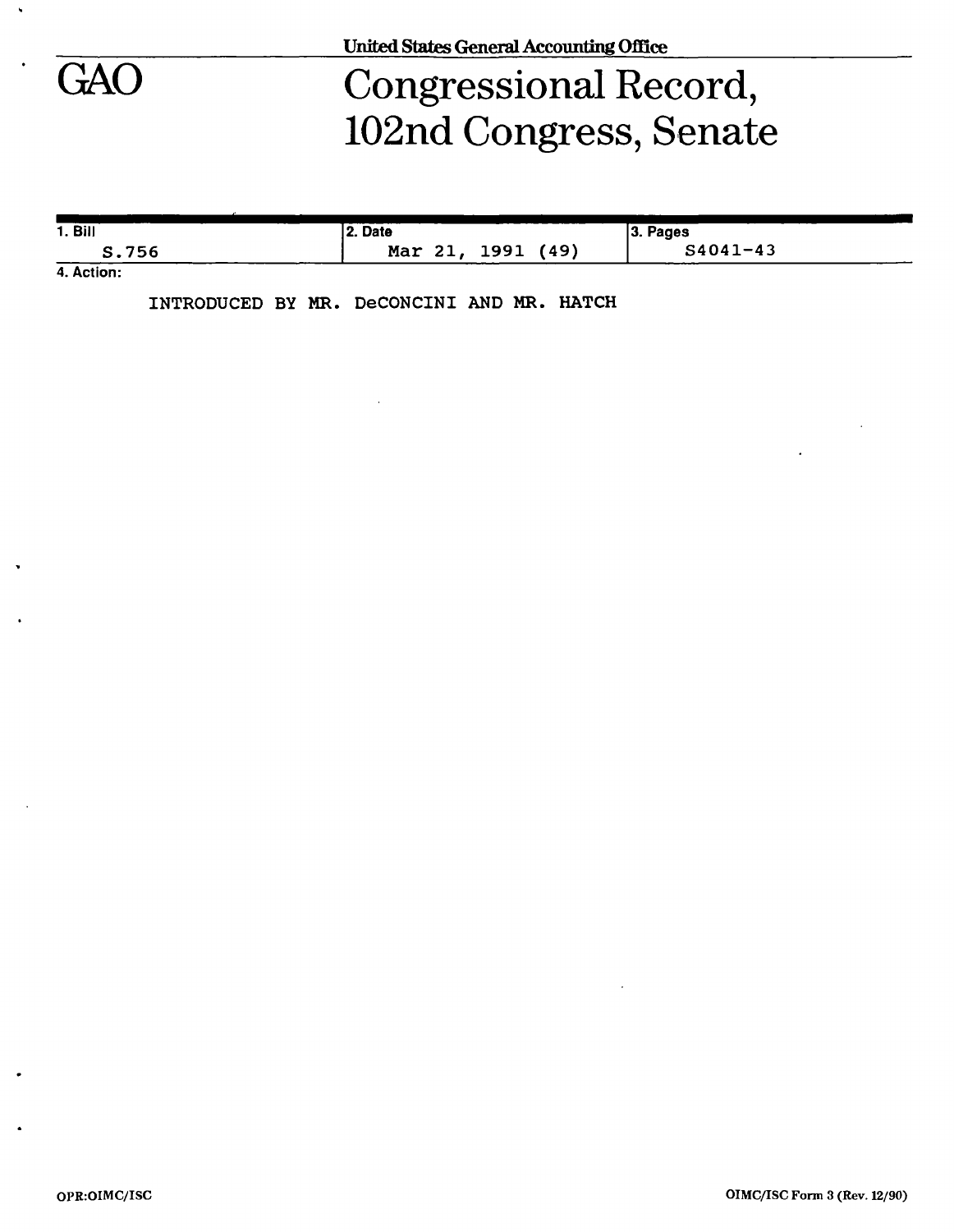United States General Accounting Office

# GAO

# Congressional Record, 102nd Congress, Senate

| 1. Bill | 2. Date | 3. Pages |
| --- | --- | --- |
| S.756 | Mar 21, 1991 (49) | S4041-43 |

4. Action:

INTRODUCED BY MR. DeCONCINI AND MR. HATCH

OPR:OIMC/ISC

OIMC/ISC Form 3 (Rev. 12/90)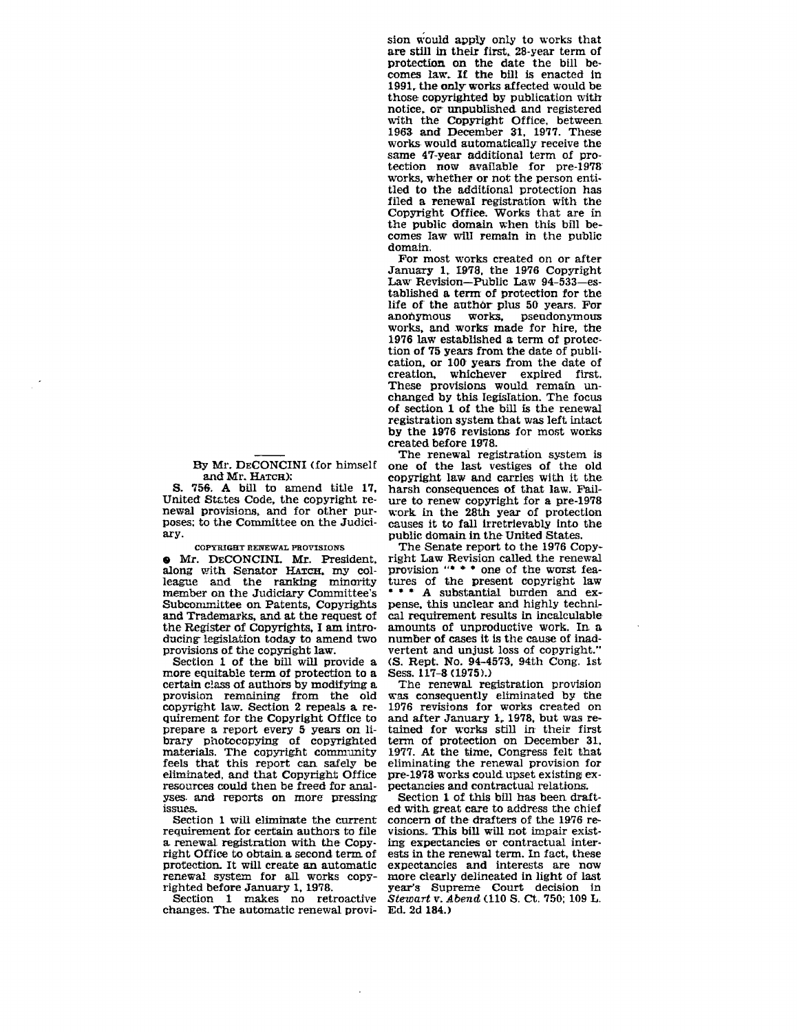By Mr. DECONCINI (for himself and Mr. HATCH):

S. 756. A bill to amend title 17, United States Code, the copyright renewal provisions, and for other purposes; to the Committee on the Judiciary.

COPYRIGHT RENEWAL PROVISIONS

● Mr. DECONCINI. Mr. President, along with Senator HATCH, my colleague and the ranking minority member on the Judiciary Committee's Subcommittee on Patents, Copyrights and Trademarks, and at the request of the Register of Copyrights, I am introducing legislation today to amend two provisions of the copyright law.

Section 1 of the bill will provide a more equitable term of protection to a certain class of authors by modifying a provision remaining from the old copyright law. Section 2 repeals a requirement for the Copyright Office to prepare a report every 5 years on library photocopying of copyrighted materials. The copyright community feels that this report can safely be eliminated, and that Copyright Office resources could then be freed for analyses and reports on more pressing issues.

Section 1 will eliminate the current requirement for certain authors to file a renewal registration with the Copyright Office to obtain a second term of protection. It will create an automatic renewal system for all works copyrighted before January 1, 1978.

Section 1 makes no retroactive changes. The automatic renewal provision would apply only to works that are still in their first, 28-year term of protection on the date the bill becomes law. If the bill is enacted in 1991, the only works affected would be those copyrighted by publication with notice, or unpublished and registered with the Copyright Office, between 1963 and December 31, 1977. These works would automatically receive the same 47-year additional term of protection now available for pre-1978 works, whether or not the person entitled to the additional protection has filed a renewal registration with the Copyright Office. Works that are in the public domain when this bill becomes law will remain in the public domain.

For most works created on or after January 1, 1978, the 1976 Copyright Law Revision—Public Law 94-533—established a term of protection for the life of the author plus 50 years. For anonymous works, pseudonymous works, and works made for hire, the 1976 law established a term of protection of 75 years from the date of publication, or 100 years from the date of creation, whichever expired first. These provisions would remain unchanged by this legislation. The focus of section 1 of the bill is the renewal registration system that was left intact by the 1976 revisions for most works created before 1978.

The renewal registration system is one of the last vestiges of the old copyright law and carries with it the harsh consequences of that law. Failure to renew copyright for a pre-1978 work in the 28th year of protection causes it to fall irretrievably into the public domain in the United States.

The Senate report to the 1976 Copyright Law Revision called the renewal provision "* * * one of the worst features of the present copyright law * * * A substantial burden and expense, this unclear and highly technical requirement results in incalculable amounts of unproductive work. In a number of cases it is the cause of inadvertent and unjust loss of copyright." (S. Rept. No. 94-4573, 94th Cong. 1st Sess. 117-8 (1975).)

The renewal registration provision was consequently eliminated by the 1976 revisions for works created on and after January 1, 1978, but was retained for works still in their first term of protection on December 31, 1977. At the time, Congress felt that eliminating the renewal provision for pre-1978 works could upset existing expectancies and contractual relations.

Section 1 of this bill has been drafted with great care to address the chief concern of the drafters of the 1976 revisions. This bill will not impair existing expectancies or contractual interests in the renewal term. In fact, these expectancies and interests are now more clearly delineated in light of last year's Supreme Court decision in *Stewart* v. *Abend* (110 S. Ct. 750; 109 L. Ed. 2d 184.)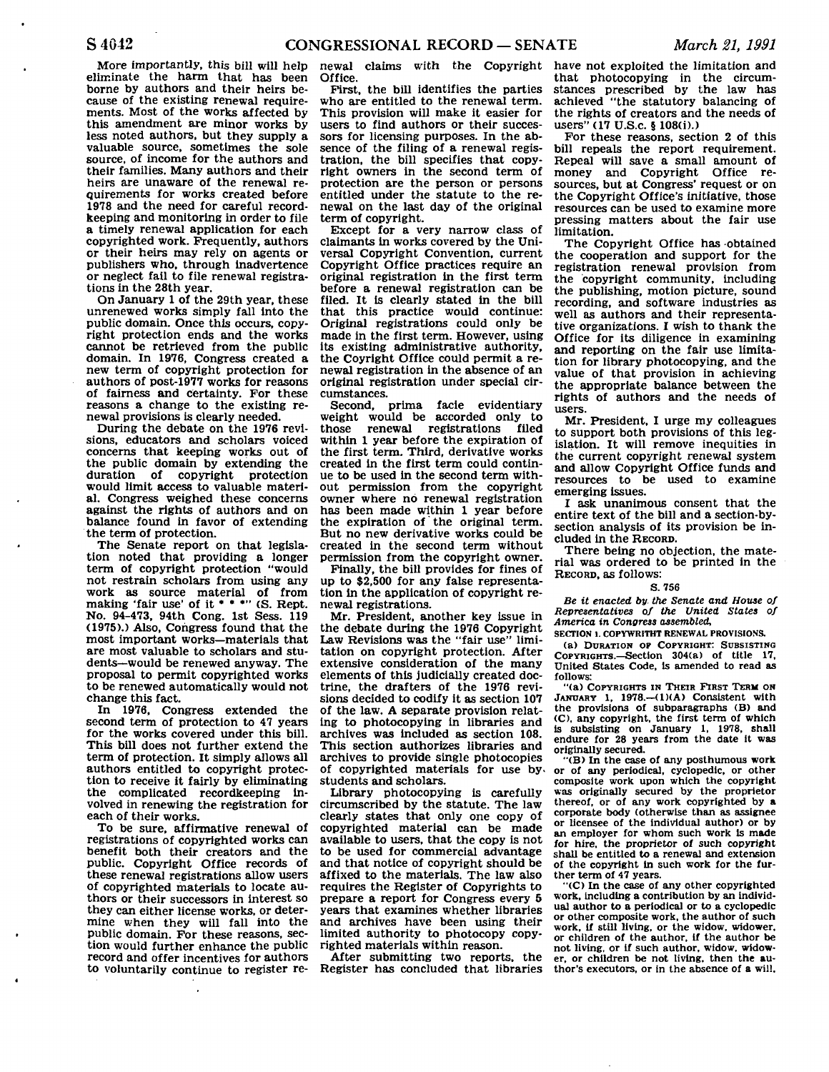More importantly, this bill will help eliminate the harm that has been borne by authors and their heirs because of the existing renewal requirements. Most of the works affected by this amendment are minor works by less noted authors, but they supply a valuable source, sometimes the sole source, of income for the authors and their families. Many authors and their heirs are unaware of the renewal requirements for works created before 1978 and the need for careful recordkeeping and monitoring in order to file a timely renewal application for each copyrighted work. Frequently, authors or their heirs may rely on agents or publishers who, through inadvertence or neglect fail to file renewal registrations in the 28th year.

On January 1 of the 29th year, these unrenewed works simply fall into the public domain. Once this occurs, copyright protection ends and the works cannot be retrieved from the public domain. In 1976, Congress created a new term of copyright protection for authors of post-1977 works for reasons of fairness and certainty. For these reasons a change to the existing renewal provisions is clearly needed.

During the debate on the 1976 revisions, educators and scholars voiced concerns that keeping works out of the public domain by extending the duration of copyright protection would limit access to valuable material. Congress weighed these concerns against the rights of authors and on balance found in favor of extending the term of protection.

The Senate report on that legislation noted that providing a longer term of copyright protection "would not restrain scholars from using any work as source material of from making 'fair use' of it * * *" (S. Rept. No. 94-473, 94th Cong. 1st Sess. 119 (1975).) Also, Congress found that the most important works—materials that are most valuable to scholars and students—would be renewed anyway. The proposal to permit copyrighted works to be renewed automatically would not change this fact.

In 1976, Congress extended the second term of protection to 47 years for the works covered under this bill. This bill does not further extend the term of protection. It simply allows all authors entitled to copyright protection to receive it fairly by eliminating the complicated recordkeeping involved in renewing the registration for each of their works.

To be sure, affirmative renewal of registrations of copyrighted works can benefit both their creators and the public. Copyright Office records of these renewal registrations allow users of copyrighted materials to locate authors or their successors in interest so they can either license works, or determine when they will fall into the public domain. For these reasons, section would further enhance the public record and offer incentives for authors to voluntarily continue to register renewal claims with the Copyright Office.

First, the bill identifies the parties who are entitled to the renewal term. This provision will make it easier for users to find authors or their successors for licensing purposes. In the absence of the filing of a renewal registration, the bill specifies that copyright owners in the second term of protection are the person or persons entitled under the statute to the renewal on the last day of the original term of copyright.

Except for a very narrow class of claimants in works covered by the Universal Copyright Convention, current Copyright Office practices require an original registration in the first term before a renewal registration can be filed. It is clearly stated in the bill that this practice would continue: Original registrations could only be made in the first term. However, using its existing administrative authority, the Coyright Office could permit a renewal registration in the absence of an original registration under special circumstances.

Second, prima facie evidentiary weight would be accorded only to those renewal registrations filed within 1 year before the expiration of the first term. Third, derivative works created in the first term could continue to be used in the second term without permission from the copyright owner where no renewal registration has been made within 1 year before the expiration of the original term. But no new derivative works could be created in the second term without permission from the copyright owner.

Finally, the bill provides for fines of up to $2,500 for any false representation in the application of copyright renewal registrations.

Mr. President, another key issue in the debate during the 1976 Copyright Law Revisions was the "fair use" limitation on copyright protection. After extensive consideration of the many elements of this judicially created doctrine, the drafters of the 1976 revisions decided to codify it as section 107 of the law. A separate provision relating to photocopying in libraries and archives was included as section 108. This section authorizes libraries and archives to provide single photocopies of copyrighted materials for use by students and scholars.

Library photocopying is carefully circumscribed by the statute. The law clearly states that only one copy of copyrighted material can be made available to users, that the copy is not to be used for commercial advantage and that notice of copyright should be affixed to the materials. The law also requires the Register of Copyrights to prepare a report for Congress every 5 years that examines whether libraries and archives have been using their limited authority to photocopy copyrighted materials within reason.

After submitting two reports, the Register has concluded that libraries have not exploited the limitation and that photocopying in the circumstances prescribed by the law has achieved "the statutory balancing of the rights of creators and the needs of users" (17 U.S.c. § 108(i).)

For these reasons, section 2 of this bill repeals the report requirement. Repeal will save a small amount of money and Copyright Office resources, but at Congress' request or on the Copyright Office's initiative, those resources can be used to examine more pressing matters about the fair use limitation.

The Copyright Office has obtained the cooperation and support for the registration renewal provision from the copyright community, including the publishing, motion picture, sound recording, and software industries as well as authors and their representative organizations. I wish to thank the Office for its diligence in examining and reporting on the fair use limitation for library photocopying, and the value of that provision in achieving the appropriate balance between the rights of authors and the needs of users.

Mr. President, I urge my colleagues to support both provisions of this legislation. It will remove inequities in the current copyright renewal system and allow Copyright Office funds and resources to be used to examine emerging issues.

I ask unanimous consent that the entire text of the bill and a section-by-section analysis of its provision be included in the RECORD.

There being no objection, the material was ordered to be printed in the RECORD, as follows:

S. 756

*Be it enacted by the Senate and House of Representatives of the United States of America in Congress assembled,*

**SECTION 1. COPYWRITHT RENEWAL PROVISIONS.**

(a) DURATION OF COPYRIGHT: SUBSISTING COPYRIGHTS.—Section 304(a) of title 17, United States Code, is amended to read as follows:

"(a) COPYRIGHTS IN THEIR FIRST TERM ON JANUARY 1, 1978.—(1)(A) Consistent with the provisions of subparagraphs (B) and (C), any copyright, the first term of which is subsisting on January 1, 1978, shall endure for 28 years from the date it was originally secured.

"(B) In the case of any posthumous work or of any periodical, cyclopedic, or other composite work upon which the copyright was originally secured by the proprietor thereof, or of any work copyrighted by a corporate body (otherwise than as assignee or licensee of the individual author) or by an employer for whom such work is made for hire, the proprietor of such copyright shall be entitled to a renewal and extension of the copyright in such work for the further term of 47 years.

"(C) In the case of any other copyrighted work, including a contribution by an individual author to a periodical or to a cyclopedic or other composite work, the author of such work, if still living, or the widow, widower, or children of the author, if the author be not living, or if such author, widow, widower, or children be not living, then the author's executors, or in the absence of a will,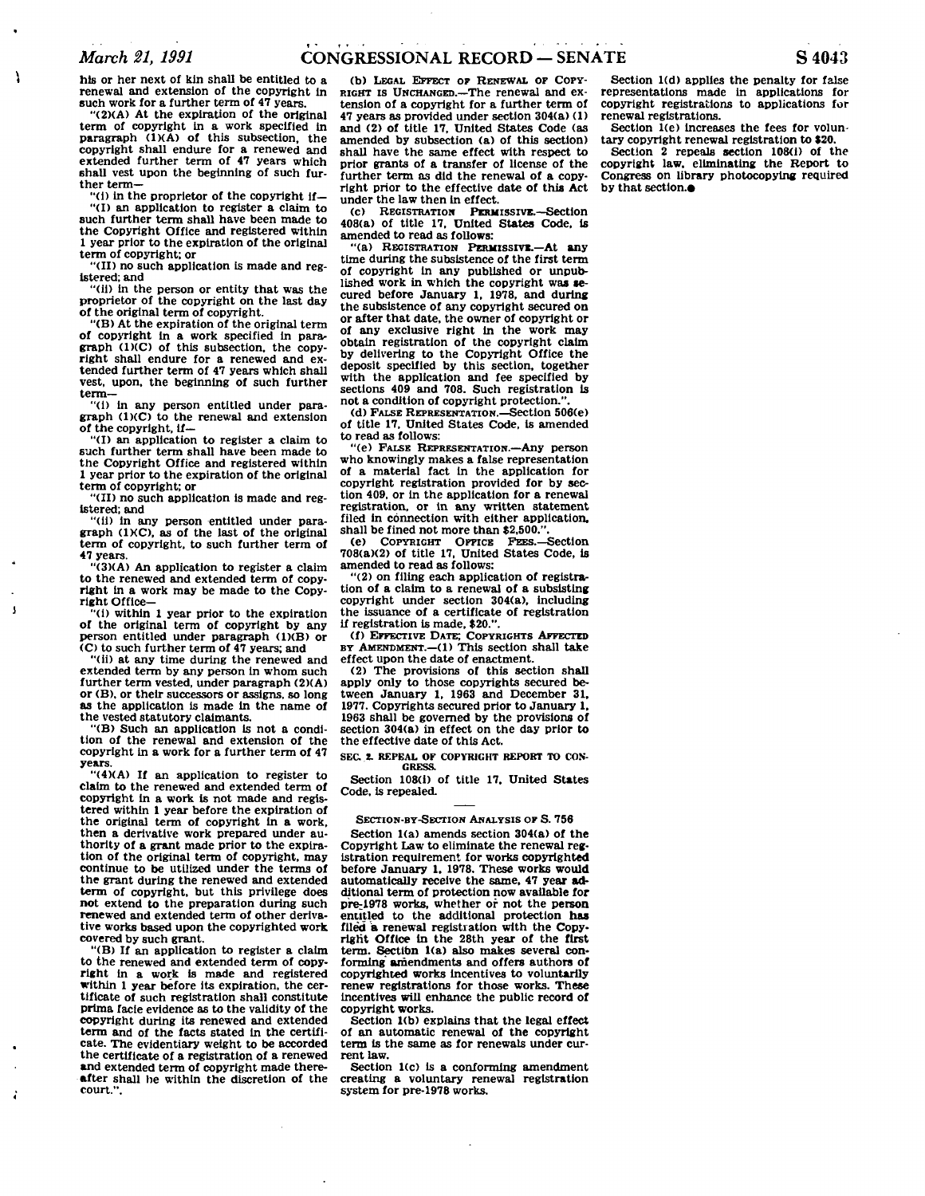his or her next of kin shall be entitled to a renewal and extension of the copyright in such work for a further term of 47 years.

"(2)(A) At the expiration of the original term of copyright in a work specified in paragraph (1)(A) of this subsection, the copyright shall endure for a renewed and extended further term of 47 years which shall vest upon the beginning of such further term—

"(i) in the proprietor of the copyright if—

"(I) an application to register a claim to such further term shall have been made to the Copyright Office and registered within 1 year prior to the expiration of the original term of copyright; or

"(II) no such application is made and registered; and

"(ii) in the person or entity that was the proprietor of the copyright on the last day of the original term of copyright.

"(B) At the expiration of the original term of copyright in a work specified in paragraph (1)(C) of this subsection, the copyright shall endure for a renewed and extended further term of 47 years which shall vest, upon, the beginning of such further term—

"(i) in any person entitled under paragraph (1)(C) to the renewal and extension of the copyright, if—

"(I) an application to register a claim to such further term shall have been made to the Copyright Office and registered within 1 year prior to the expiration of the original term of copyright; or

"(II) no such application is made and registered; and

"(ii) in any person entitled under paragraph (1)(C), as of the last of the original term of copyright, to such further term of 47 years.

"(3)(A) An application to register a claim to the renewed and extended term of copyright in a work may be made to the Copyright Office—

"(i) within 1 year prior to the expiration of the original term of copyright by any person entitled under paragraph (1)(B) or (C) to such further term of 47 years; and

"(ii) at any time during the renewed and extended term by any person in whom such further term vested, under paragraph (2)(A) or (B), or their successors or assigns, so long as the application is made in the name of the vested statutory claimants.

"(B) Such an application is not a condition of the renewal and extension of the copyright in a work for a further term of 47 years.

"(4)(A) If an application to register to claim to the renewed and extended term of copyright in a work is not made and registered within 1 year before the expiration of the original term of copyright in a work, then a derivative work prepared under authority of a grant made prior to the expiration of the original term of copyright, may continue to be utilized under the terms of the grant during the renewed and extended term of copyright, but this privilege does not extend to the preparation during such renewed and extended term of other derivative works based upon the copyrighted work covered by such grant.

"(B) If an application to register a claim to the renewed and extended term of copyright in a work is made and registered within 1 year before its expiration, the certificate of such registration shall constitute prima facie evidence as to the validity of the copyright during its renewed and extended term and of the facts stated in the certificate. The evidentiary weight to be accorded the certificate of a registration of a renewed and extended term of copyright made thereafter shall be within the discretion of the court.".

(b) LEGAL EFFECT OF RENEWAL OF COPYRIGHT IS UNCHANGED.—The renewal and extension of a copyright for a further term of 47 years as provided under section 304(a) (1) and (2) of title 17, United States Code (as amended by subsection (a) of this section) shall have the same effect with respect to prior grants of a transfer of license of the further term as did the renewal of a copyright prior to the effective date of this Act under the law then in effect.

(c) REGISTRATION PERMISSIVE.—Section 408(a) of title 17, United States Code, is amended to read as follows:

"(a) REGISTRATION PERMISSIVE.—At any time during the subsistence of the first term of copyright in any published or unpublished work in which the copyright was secured before January 1, 1978, and during the subsistence of any copyright secured on or after that date, the owner of copyright or of any exclusive right in the work may obtain registration of the copyright claim by delivering to the Copyright Office the deposit specified by this section, together with the application and fee specified by sections 409 and 708. Such registration is not a condition of copyright protection.".

(d) FALSE REPRESENTATION.—Section 506(e) of title 17, United States Code, is amended to read as follows:

"(e) FALSE REPRESENTATION.—Any person who knowingly makes a false representation of a material fact in the application for copyright registration provided for by section 409, or in the application for a renewal registration, or in any written statement filed in connection with either application, shall be fined not more than $2,500.".

(e) COPYRIGHT OFFICE FEES.—Section 708(a)(2) of title 17, United States Code, is amended to read as follows:

"(2) on filing each application of registration of a claim to a renewal of a subsisting copyright under section 304(a), including the issuance of a certificate of registration if registration is made, $20.".

(f) EFFECTIVE DATE; COPYRIGHTS AFFECTED BY AMENDMENT.—(1) This section shall take effect upon the date of enactment.

(2) The provisions of this section shall apply only to those copyrights secured between January 1, 1963 and December 31, 1977. Copyrights secured prior to January 1, 1963 shall be governed by the provisions of section 304(a) in effect on the day prior to the effective date of this Act.

SEC. 2. REPEAL OF COPYRIGHT REPORT TO CONGRESS.

Section 108(i) of title 17, United States Code, is repealed.

---

SECTION-BY-SECTION ANALYSIS OF S. 756

Section 1(a) amends section 304(a) of the Copyright Law to eliminate the renewal registration requirement for works copyrighted before January 1, 1978. These works would automatically receive the same, 47 year additional term of protection now available for pre-1978 works, whether or not the person entitled to the additional protection has filed a renewal registration with the Copyright Office in the 28th year of the first term. Section 1(a) also makes several conforming amendments and offers authors of copyrighted works incentives to voluntarily renew registrations for those works. These incentives will enhance the public record of copyright works.

Section 1(b) explains that the legal effect of an automatic renewal of the copyright term is the same as for renewals under current law.

Section 1(c) is a conforming amendment creating a voluntary renewal registration system for pre-1978 works.

Section 1(d) applies the penalty for false representations made in applications for copyright registrations to applications for renewal registrations.

Section 1(e) increases the fees for voluntary copyright renewal registration to $20.

Section 2 repeals section 108(i) of the copyright law, eliminating the Report to Congress on library photocopying required by that section.●